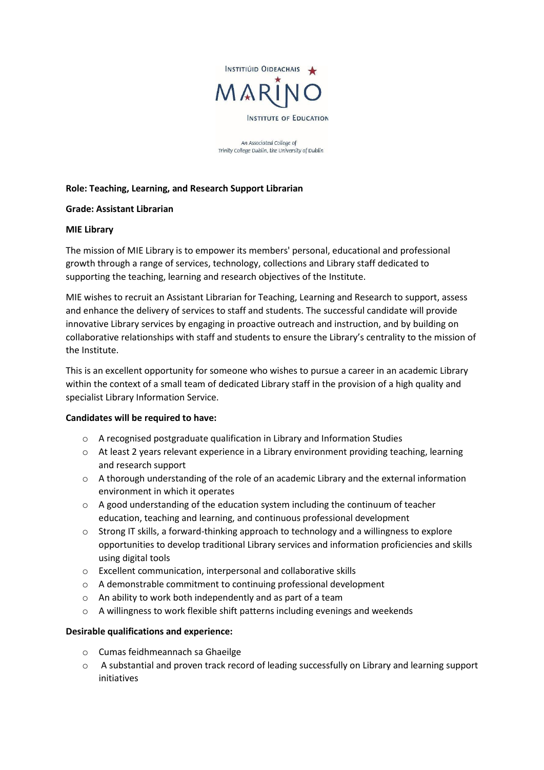Institiúid Oideachais Marino

Marino Institute of Education

An Associated College of Trinity College Dublin, the University of Dublin

**Role: Teaching, Learning, and Research Support Librarian**

**Grade: Assistant Librarian**

**MIE Library**

The mission of MIE Library is to empower its members' personal, educational and professional growth through a range of services, technology, collections and Library staff dedicated to supporting the teaching, learning and research objectives of the Institute.

MIE wishes to recruit an Assistant Librarian for Teaching, Learning and Research to support, assess and enhance the delivery of services to staff and students. The successful candidate will provide innovative Library services by engaging in proactive outreach and instruction, and by building on collaborative relationships with staff and students to ensure the Library's centrality to the mission of the Institute.

This is an excellent opportunity for someone who wishes to pursue a career in an academic Library within the context of a small team of dedicated Library staff in the provision of a high quality and specialist Library Information Service.

**Candidates will be required to have:**

- A recognised postgraduate qualification in Library and Information Studies
- At least 2 years relevant experience in a Library environment providing teaching, learning and research support
- A thorough understanding of the role of an academic Library and the external information environment in which it operates
- A good understanding of the education system including the continuum of teacher education, teaching and learning, and continuous professional development
- Strong IT skills, a forward-thinking approach to technology and a willingness to explore opportunities to develop traditional Library services and information proficiencies and skills using digital tools
- Excellent communication, interpersonal and collaborative skills
- A demonstrable commitment to continuing professional development
- An ability to work both independently and as part of a team
- A willingness to work flexible shift patterns including evenings and weekends

**Desirable qualifications and experience:**

- Cumas feidhmeannach sa Ghaeilge
- A substantial and proven track record of leading successfully on Library and learning support initiatives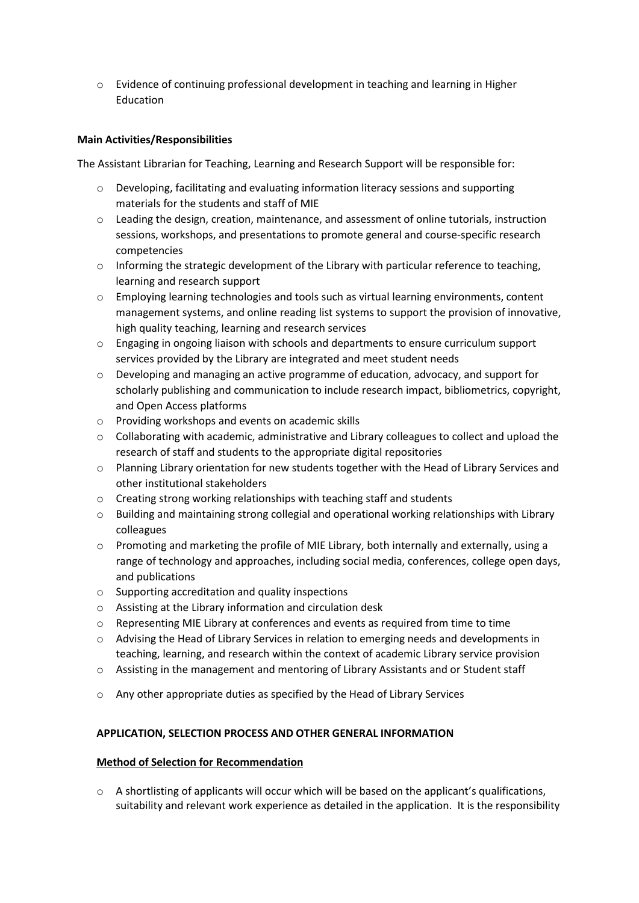- Evidence of continuing professional development in teaching and learning in Higher Education

**Main Activities/Responsibilities**

The Assistant Librarian for Teaching, Learning and Research Support will be responsible for:

- Developing, facilitating and evaluating information literacy sessions and supporting materials for the students and staff of MIE
- Leading the design, creation, maintenance, and assessment of online tutorials, instruction sessions, workshops, and presentations to promote general and course-specific research competencies
- Informing the strategic development of the Library with particular reference to teaching, learning and research support
- Employing learning technologies and tools such as virtual learning environments, content management systems, and online reading list systems to support the provision of innovative, high quality teaching, learning and research services
- Engaging in ongoing liaison with schools and departments to ensure curriculum support services provided by the Library are integrated and meet student needs
- Developing and managing an active programme of education, advocacy, and support for scholarly publishing and communication to include research impact, bibliometrics, copyright, and Open Access platforms
- Providing workshops and events on academic skills
- Collaborating with academic, administrative and Library colleagues to collect and upload the research of staff and students to the appropriate digital repositories
- Planning Library orientation for new students together with the Head of Library Services and other institutional stakeholders
- Creating strong working relationships with teaching staff and students
- Building and maintaining strong collegial and operational working relationships with Library colleagues
- Promoting and marketing the profile of MIE Library, both internally and externally, using a range of technology and approaches, including social media, conferences, college open days, and publications
- Supporting accreditation and quality inspections
- Assisting at the Library information and circulation desk
- Representing MIE Library at conferences and events as required from time to time
- Advising the Head of Library Services in relation to emerging needs and developments in teaching, learning, and research within the context of academic Library service provision
- Assisting in the management and mentoring of Library Assistants and or Student staff
- Any other appropriate duties as specified by the Head of Library Services

**APPLICATION, SELECTION PROCESS AND OTHER GENERAL INFORMATION**

**Method of Selection for Recommendation**

- A shortlisting of applicants will occur which will be based on the applicant's qualifications, suitability and relevant work experience as detailed in the application. It is the responsibility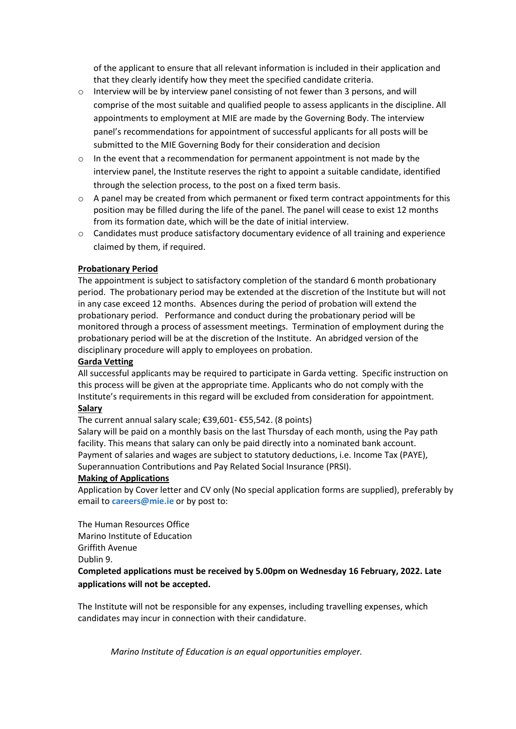of the applicant to ensure that all relevant information is included in their application and that they clearly identify how they meet the specified candidate criteria.

- Interview will be by interview panel consisting of not fewer than 3 persons, and will comprise of the most suitable and qualified people to assess applicants in the discipline. All appointments to employment at MIE are made by the Governing Body. The interview panel's recommendations for appointment of successful applicants for all posts will be submitted to the MIE Governing Body for their consideration and decision
- In the event that a recommendation for permanent appointment is not made by the interview panel, the Institute reserves the right to appoint a suitable candidate, identified through the selection process, to the post on a fixed term basis.
- A panel may be created from which permanent or fixed term contract appointments for this position may be filled during the life of the panel. The panel will cease to exist 12 months from its formation date, which will be the date of initial interview.
- Candidates must produce satisfactory documentary evidence of all training and experience claimed by them, if required.

**Probationary Period**

The appointment is subject to satisfactory completion of the standard 6 month probationary period. The probationary period may be extended at the discretion of the Institute but will not in any case exceed 12 months. Absences during the period of probation will extend the probationary period. Performance and conduct during the probationary period will be monitored through a process of assessment meetings. Termination of employment during the probationary period will be at the discretion of the Institute. An abridged version of the disciplinary procedure will apply to employees on probation.

**Garda Vetting**

All successful applicants may be required to participate in Garda vetting. Specific instruction on this process will be given at the appropriate time. Applicants who do not comply with the Institute's requirements in this regard will be excluded from consideration for appointment.

**Salary**

The current annual salary scale; €39,601- €55,542. (8 points)

Salary will be paid on a monthly basis on the last Thursday of each month, using the Pay path facility. This means that salary can only be paid directly into a nominated bank account. Payment of salaries and wages are subject to statutory deductions, i.e. Income Tax (PAYE), Superannuation Contributions and Pay Related Social Insurance (PRSI).

**Making of Applications**

Application by Cover letter and CV only (No special application forms are supplied), preferably by email to **careers@mie.ie** or by post to:

The Human Resources Office
Marino Institute of Education
Griffith Avenue
Dublin 9.

**Completed applications must be received by 5.00pm on Wednesday 16 February, 2022. Late applications will not be accepted.**

The Institute will not be responsible for any expenses, including travelling expenses, which candidates may incur in connection with their candidature.

*Marino Institute of Education is an equal opportunities employer.*